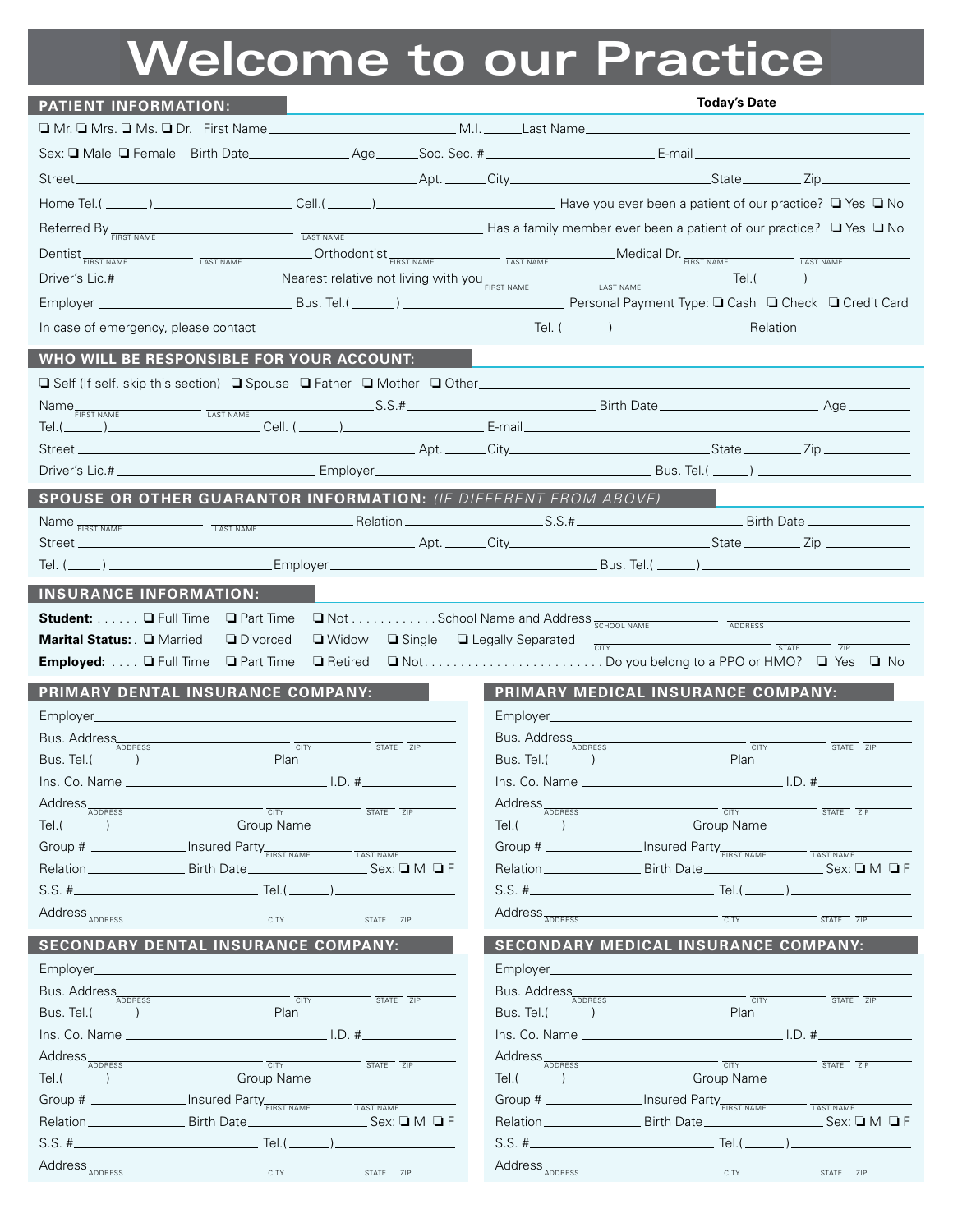# Welcome to our Practice

## PATIENT INFORMATION:

**Today's Date** ____________________

❑ Mr. ❑ Mrs. ❑ Ms. ❑ Dr. First Name ____________________ M.I. ______ Last Name ____________________

Sex: ❑ Male ❑ Female Birth Date ______________ Age ______ Soc. Sec. # ____________________ E-mail ____________________

Street ______________________________ Apt. ______ City ____________________ State ________ Zip ________

Home Tel.( ______ ) ______________ Cell.( ______ ) ______________ Have you ever been a patient of our practice? ❑ Yes ❑ No

Referred By ______________ ______________ Has a family member ever been a patient of our practice? ❑ Yes ❑ No
(FIRST NAME) (LAST NAME)

Dentist ______________ ______________ Orthodontist ______________ ______________ Medical Dr. ______________ ______________
(FIRST NAME) (LAST NAME) (FIRST NAME) (LAST NAME) (FIRST NAME) (LAST NAME)

Driver's Lic.# ______________ Nearest relative not living with you ______________ ______________ Tel.( ______ ) ______________
(FIRST NAME) (LAST NAME)

Employer ______________ Bus. Tel.( ______ ) ______________ Personal Payment Type: ❑ Cash ❑ Check ❑ Credit Card

In case of emergency, please contact ______________________ Tel. ( ______ ) ______________ Relation ______________

## WHO WILL BE RESPONSIBLE FOR YOUR ACCOUNT:

❑ Self (If self, skip this section) ❑ Spouse ❑ Father ❑ Mother ❑ Other ____________________

Name ______________ ______________ S.S.# ______________ Birth Date ______________ Age ________
(FIRST NAME) (LAST NAME)

Tel.( ______ ) ______________ Cell. ( ______ ) ______________ E-mail ____________________

Street ______________________________ Apt. ______ City ____________________ State ________ Zip ________

Driver's Lic.# ______________ Employer ______________________ Bus. Tel.( ______ ) ______________

## SPOUSE OR OTHER GUARANTOR INFORMATION: *(IF DIFFERENT FROM ABOVE)*

Name ______________ ______________ Relation ______________ S.S.# ______________ Birth Date ______________
(FIRST NAME) (LAST NAME)

Street ______________________________ Apt. ______ City ____________________ State ________ Zip ________

Tel. ( ______ ) ______________ Employer ______________________ Bus. Tel.( ______ ) ______________

## INSURANCE INFORMATION:

**Student:** . . . . . . ❑ Full Time ❑ Part Time ❑ Not . . . . . . . . . . . . School Name and Address ______________ ______________
(SCHOOL NAME) (ADDRESS)

**Marital Status:** . ❑ Married ❑ Divorced ❑ Widow ❑ Single ❑ Legally Separated ______________ ______ ______
(CITY) (STATE) (ZIP)

**Employed:** . . . . ❑ Full Time ❑ Part Time ❑ Retired ❑ Not. . . . . . . . . . . . . . . . . . . . . . . . . Do you belong to a PPO or HMO? ❑ Yes ❑ No

## PRIMARY DENTAL INSURANCE COMPANY:

Employer ____________________

Bus. Address ______________ ______________ ______ ______
(ADDRESS) (CITY) (STATE) (ZIP)

Bus. Tel.( ______ ) ______________ Plan ______________

Ins. Co. Name ______________ I.D. # ______________

Address ______________ ______________ ______ ______
(ADDRESS) (CITY) (STATE) (ZIP)

Tel.( ______ ) ______________ Group Name ______________

Group # ______________ Insured Party ______________ ______________
(FIRST NAME) (LAST NAME)

Relation ______________ Birth Date ______________ Sex: ❑ M ❑ F

S.S. # ______________ Tel.( ______ ) ______________

Address ______________ ______________ ______ ______
(ADDRESS) (CITY) (STATE) (ZIP)

## PRIMARY MEDICAL INSURANCE COMPANY:

Employer ____________________

Bus. Address ______________ ______________ ______ ______
(ADDRESS) (CITY) (STATE) (ZIP)

Bus. Tel.( ______ ) ______________ Plan ______________

Ins. Co. Name ______________ I.D. # ______________

Address ______________ ______________ ______ ______
(ADDRESS) (CITY) (STATE) (ZIP)

Tel.( ______ ) ______________ Group Name ______________

Group # ______________ Insured Party ______________ ______________
(FIRST NAME) (LAST NAME)

Relation ______________ Birth Date ______________ Sex: ❑ M ❑ F

S.S. # ______________ Tel.( ______ ) ______________

Address ______________ ______________ ______ ______
(ADDRESS) (CITY) (STATE) (ZIP)

## SECONDARY DENTAL INSURANCE COMPANY:

Employer ____________________

Bus. Address ______________ ______________ ______ ______
(ADDRESS) (CITY) (STATE) (ZIP)

Bus. Tel.( ______ ) ______________ Plan ______________

Ins. Co. Name ______________ I.D. # ______________

Address ______________ ______________ ______ ______
(ADDRESS) (CITY) (STATE) (ZIP)

Tel.( ______ ) ______________ Group Name ______________

Group # ______________ Insured Party ______________ ______________
(FIRST NAME) (LAST NAME)

Relation ______________ Birth Date ______________ Sex: ❑ M ❑ F

S.S. # ______________ Tel.( ______ ) ______________

Address ______________ ______________ ______ ______
(ADDRESS) (CITY) (STATE) (ZIP)

## SECONDARY MEDICAL INSURANCE COMPANY:

Employer ____________________

Bus. Address ______________ ______________ ______ ______
(ADDRESS) (CITY) (STATE) (ZIP)

Bus. Tel.( ______ ) ______________ Plan ______________

Ins. Co. Name ______________ I.D. # ______________

Address ______________ ______________ ______ ______
(ADDRESS) (CITY) (STATE) (ZIP)

Tel.( ______ ) ______________ Group Name ______________

Group # ______________ Insured Party ______________ ______________
(FIRST NAME) (LAST NAME)

Relation ______________ Birth Date ______________ Sex: ❑ M ❑ F

S.S. # ______________ Tel.( ______ ) ______________

Address ______________ ______________ ______ ______
(ADDRESS) (CITY) (STATE) (ZIP)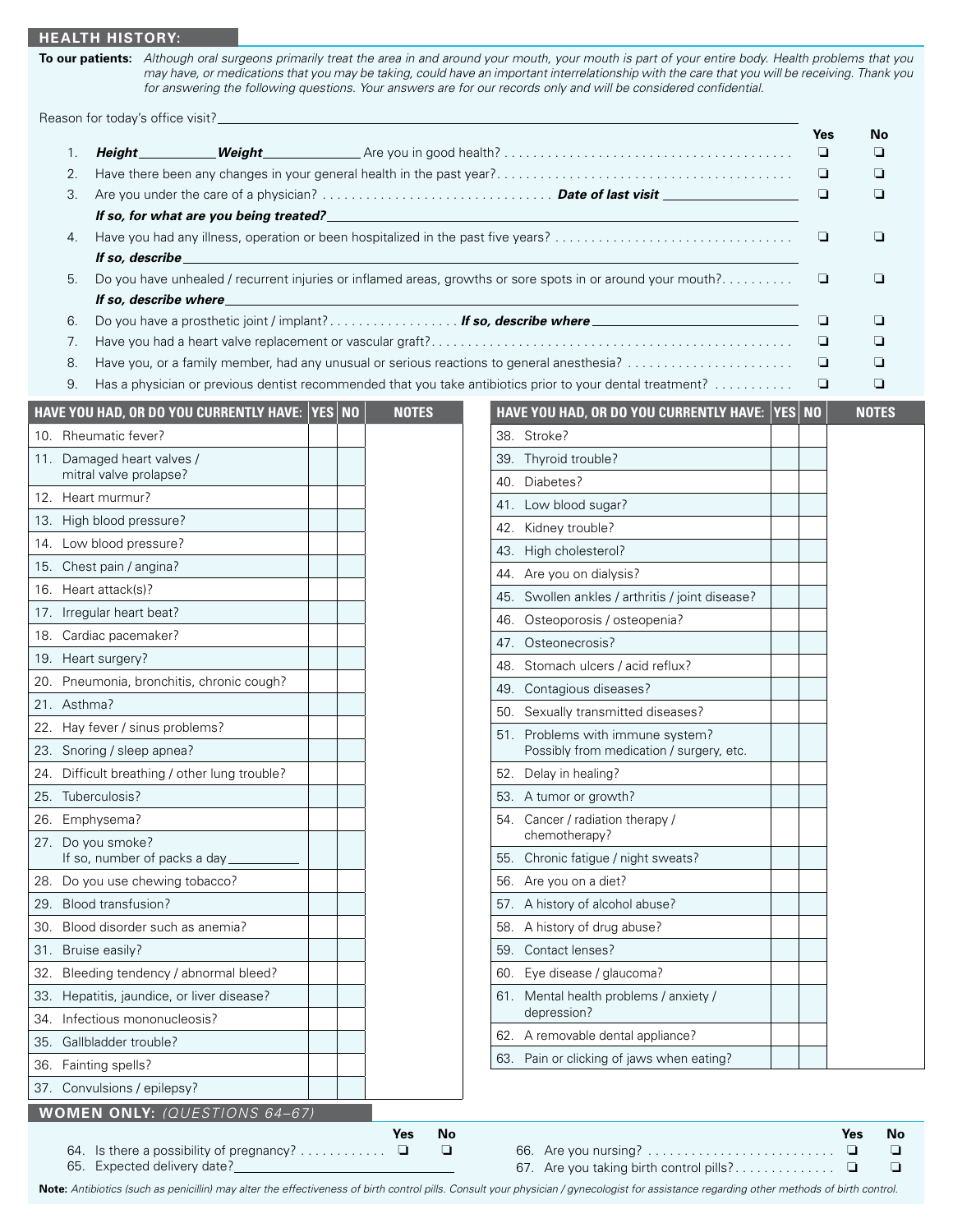## HEALTH HISTORY:

**To our patients:** *Although oral surgeons primarily treat the area in and around your mouth, your mouth is part of your entire body. Health problems that you may have, or medications that you may be taking, could have an important interrelationship with the care that you will be receiving. Thank you for answering the following questions. Your answers are for our records only and will be considered confidential.*

Reason for today's office visit?______________________________

| | | Yes | No |
|---|---|---|---|
| 1. | ***Height***__________ ***Weight***____________ Are you in good health? | ❑ | ❑ |
| 2. | Have there been any changes in your general health in the past year? | ❑ | ❑ |
| 3. | Are you under the care of a physician? ***Date of last visit*** ____________ | ❑ | ❑ |
| | ***If so, for what are you being treated?***______________________________ | | |
| 4. | Have you had any illness, operation or been hospitalized in the past five years? | ❑ | ❑ |
| | ***If so, describe***______________________________ | | |
| 5. | Do you have unhealed / recurrent injuries or inflamed areas, growths or sore spots in or around your mouth? | ❑ | ❑ |
| | ***If so, describe where***______________________________ | | |
| 6. | Do you have a prosthetic joint / implant? ***If so, describe where*** ____________ | ❑ | ❑ |
| 7. | Have you had a heart valve replacement or vascular graft? | ❑ | ❑ |
| 8. | Have you, or a family member, had any unusual or serious reactions to general anesthesia? | ❑ | ❑ |
| 9. | Has a physician or previous dentist recommended that you take antibiotics prior to your dental treatment? | ❑ | ❑ |

| HAVE YOU HAD, OR DO YOU CURRENTLY HAVE: | YES | NO | NOTES |
|---|---|---|---|
| 10. Rheumatic fever? | | | |
| 11. Damaged heart valves / mitral valve prolapse? | | | |
| 12. Heart murmur? | | | |
| 13. High blood pressure? | | | |
| 14. Low blood pressure? | | | |
| 15. Chest pain / angina? | | | |
| 16. Heart attack(s)? | | | |
| 17. Irregular heart beat? | | | |
| 18. Cardiac pacemaker? | | | |
| 19. Heart surgery? | | | |
| 20. Pneumonia, bronchitis, chronic cough? | | | |
| 21. Asthma? | | | |
| 22. Hay fever / sinus problems? | | | |
| 23. Snoring / sleep apnea? | | | |
| 24. Difficult breathing / other lung trouble? | | | |
| 25. Tuberculosis? | | | |
| 26. Emphysema? | | | |
| 27. Do you smoke? If so, number of packs a day__________ | | | |
| 28. Do you use chewing tobacco? | | | |
| 29. Blood transfusion? | | | |
| 30. Blood disorder such as anemia? | | | |
| 31. Bruise easily? | | | |
| 32. Bleeding tendency / abnormal bleed? | | | |
| 33. Hepatitis, jaundice, or liver disease? | | | |
| 34. Infectious mononucleosis? | | | |
| 35. Gallbladder trouble? | | | |
| 36. Fainting spells? | | | |
| 37. Convulsions / epilepsy? | | | |

| HAVE YOU HAD, OR DO YOU CURRENTLY HAVE: | YES | NO | NOTES |
|---|---|---|---|
| 38. Stroke? | | | |
| 39. Thyroid trouble? | | | |
| 40. Diabetes? | | | |
| 41. Low blood sugar? | | | |
| 42. Kidney trouble? | | | |
| 43. High cholesterol? | | | |
| 44. Are you on dialysis? | | | |
| 45. Swollen ankles / arthritis / joint disease? | | | |
| 46. Osteoporosis / osteopenia? | | | |
| 47. Osteonecrosis? | | | |
| 48. Stomach ulcers / acid reflux? | | | |
| 49. Contagious diseases? | | | |
| 50. Sexually transmitted diseases? | | | |
| 51. Problems with immune system? Possibly from medication / surgery, etc. | | | |
| 52. Delay in healing? | | | |
| 53. A tumor or growth? | | | |
| 54. Cancer / radiation therapy / chemotherapy? | | | |
| 55. Chronic fatigue / night sweats? | | | |
| 56. Are you on a diet? | | | |
| 57. A history of alcohol abuse? | | | |
| 58. A history of drug abuse? | | | |
| 59. Contact lenses? | | | |
| 60. Eye disease / glaucoma? | | | |
| 61. Mental health problems / anxiety / depression? | | | |
| 62. A removable dental appliance? | | | |
| 63. Pain or clicking of jaws when eating? | | | |

## WOMEN ONLY: *(QUESTIONS 64–67)*

| | | Yes | No |
|---|---|---|---|
| 64. | Is there a possibility of pregnancy? | ❑ | ❑ |
| 65. | Expected delivery date?______________________ | | |
| 66. | Are you nursing? | ❑ | ❑ |
| 67. | Are you taking birth control pills? | ❑ | ❑ |

**Note:** *Antibiotics (such as penicillin) may alter the effectiveness of birth control pills. Consult your physician / gynecologist for assistance regarding other methods of birth control.*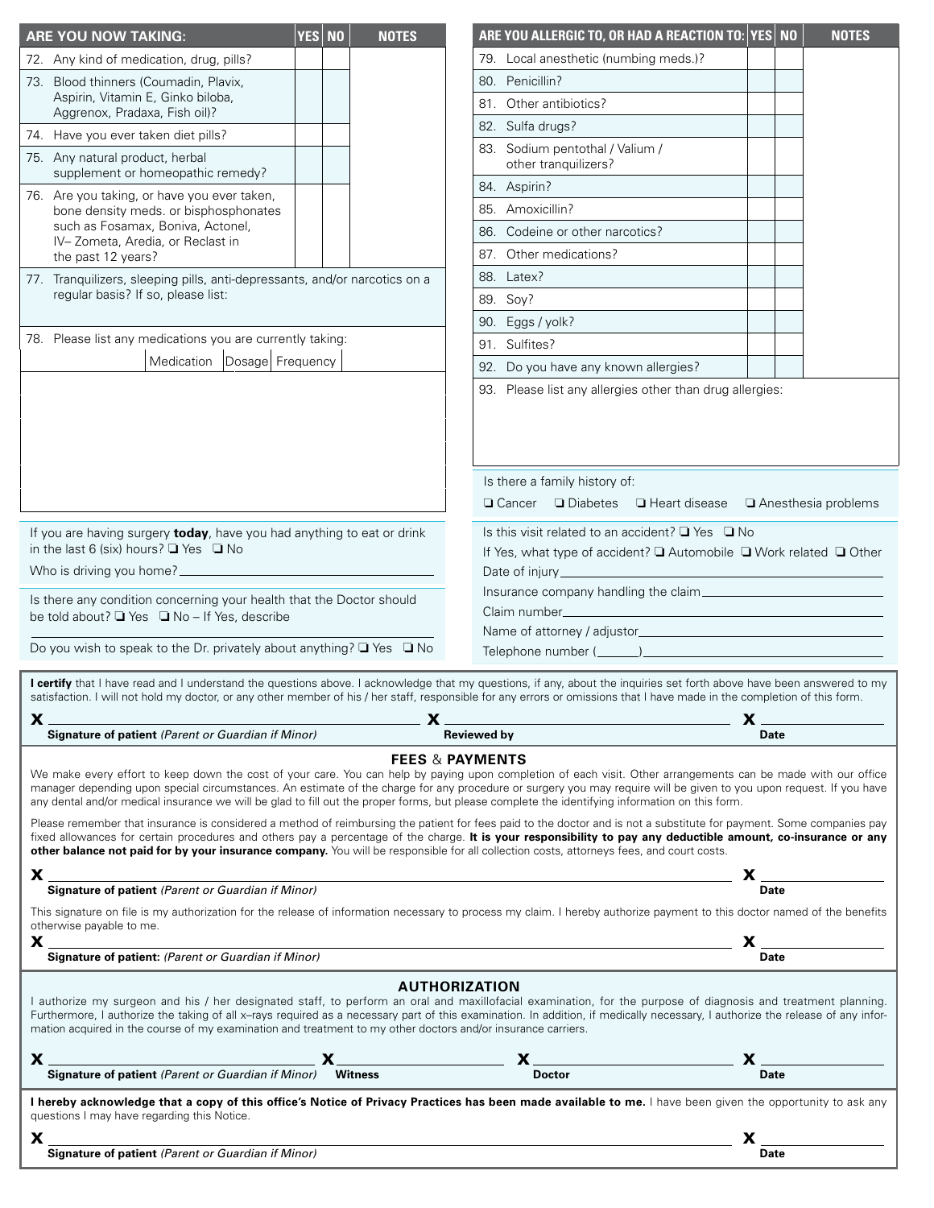| ARE YOU NOW TAKING: | YES | NO | NOTES |
| --- | --- | --- | --- |
| 72. Any kind of medication, drug, pills? | | | |
| 73. Blood thinners (Coumadin, Plavix, Aspirin, Vitamin E, Ginko biloba, Aggrenox, Pradaxa, Fish oil)? | | | |
| 74. Have you ever taken diet pills? | | | |
| 75. Any natural product, herbal supplement or homeopathic remedy? | | | |
| 76. Are you taking, or have you ever taken, bone density meds. or bisphosphonates such as Fosamax, Boniva, Actonel, IV– Zometa, Aredia, or Reclast in the past 12 years? | | | |

77. Tranquilizers, sleeping pills, anti-depressants, and/or narcotics on a regular basis? If so, please list:

78. Please list any medications you are currently taking:

| Medication | Dosage | Frequency |
| --- | --- | --- |
| | | |

| ARE YOU ALLERGIC TO, OR HAD A REACTION TO: | YES | NO | NOTES |
| --- | --- | --- | --- |
| 79. Local anesthetic (numbing meds.)? | | | |
| 80. Penicillin? | | | |
| 81. Other antibiotics? | | | |
| 82. Sulfa drugs? | | | |
| 83. Sodium pentothal / Valium / other tranquilizers? | | | |
| 84. Aspirin? | | | |
| 85. Amoxicillin? | | | |
| 86. Codeine or other narcotics? | | | |
| 87. Other medications? | | | |
| 88. Latex? | | | |
| 89. Soy? | | | |
| 90. Eggs / yolk? | | | |
| 91. Sulfites? | | | |
| 92. Do you have any known allergies? | | | |

93. Please list any allergies other than drug allergies:

Is there a family history of:

❑ Cancer ❑ Diabetes ❑ Heart disease ❑ Anesthesia problems

If you are having surgery **today**, have you had anything to eat or drink in the last 6 (six) hours? ❑ Yes ❑ No

Who is driving you home? ______

Is there any condition concerning your health that the Doctor should be told about? ❑ Yes ❑ No – If Yes, describe

______

Do you wish to speak to the Dr. privately about anything? ❑ Yes ❑ No

Is this visit related to an accident? ❑ Yes ❑ No

If Yes, what type of accident? ❑ Automobile ❑ Work related ❑ Other

Date of injury ______

Insurance company handling the claim ______

Claim number ______

Name of attorney / adjustor ______

Telephone number (______) ______

**I certify** that I have read and I understand the questions above. I acknowledge that my questions, if any, about the inquiries set forth above have been answered to my satisfaction. I will not hold my doctor, or any other member of his / her staff, responsible for any errors or omissions that I have made in the completion of this form.

**X** ______ **Signature of patient** *(Parent or Guardian if Minor)* **X** ______ **Reviewed by** **X** ______ **Date**

## FEES & PAYMENTS

We make every effort to keep down the cost of your care. You can help by paying upon completion of each visit. Other arrangements can be made with our office manager depending upon special circumstances. An estimate of the charge for any procedure or surgery you may require will be given to you upon request. If you have any dental and/or medical insurance we will be glad to fill out the proper forms, but please complete the identifying information on this form.

Please remember that insurance is considered a method of reimbursing the patient for fees paid to the doctor and is not a substitute for payment. Some companies pay fixed allowances for certain procedures and others pay a percentage of the charge. **It is your responsibility to pay any deductible amount, co-insurance or any other balance not paid for by your insurance company.** You will be responsible for all collection costs, attorneys fees, and court costs.

**X** ______ **Signature of patient** *(Parent or Guardian if Minor)* **X** ______ **Date**

This signature on file is my authorization for the release of information necessary to process my claim. I hereby authorize payment to this doctor named of the benefits otherwise payable to me.

**X** ______ **Signature of patient:** *(Parent or Guardian if Minor)* **X** ______ **Date**

## AUTHORIZATION

I authorize my surgeon and his / her designated staff, to perform an oral and maxillofacial examination, for the purpose of diagnosis and treatment planning. Furthermore, I authorize the taking of all x–rays required as a necessary part of this examination. In addition, if medically necessary, I authorize the release of any information acquired in the course of my examination and treatment to my other doctors and/or insurance carriers.

**X** ______ **Signature of patient** *(Parent or Guardian if Minor)* **X** ______ **Witness** **X** ______ **Doctor** **X** ______ **Date**

**I hereby acknowledge that a copy of this office's Notice of Privacy Practices has been made available to me.** I have been given the opportunity to ask any questions I may have regarding this Notice.

**X** ______ **Signature of patient** *(Parent or Guardian if Minor)* **X** ______ **Date**